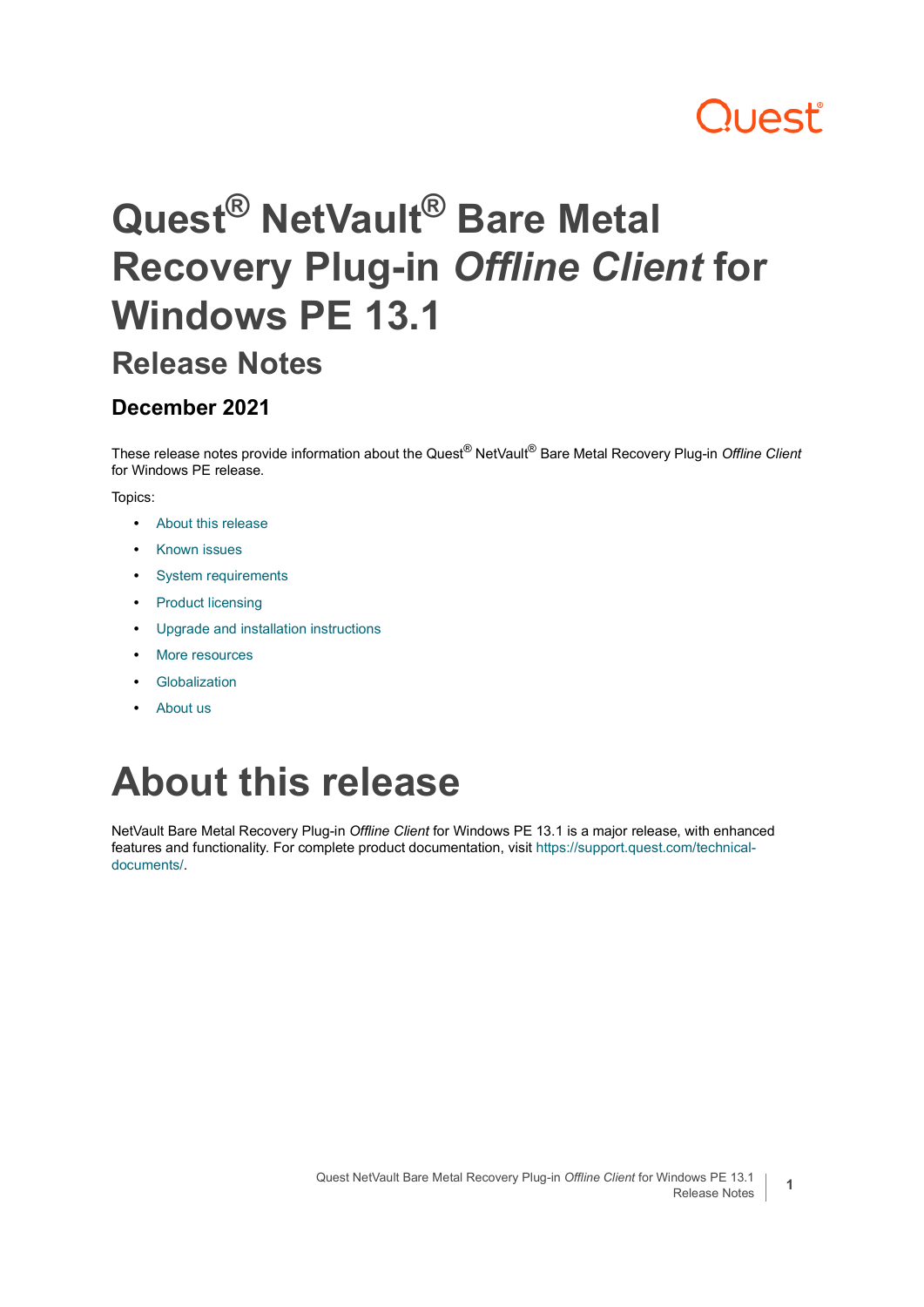# Quest® NetVault® Bare Metal Recovery Plug-in *Offline Client* for Windows PE 13.1

## Release Notes

### December 2021

These release notes provide information about the Quest® NetVault® Bare Metal Recovery Plug-in *Offline Client* for Windows PE release.

Topics:

- About this release
- Known issues
- System requirements
- Product licensing
- Upgrade and installation instructions
- More resources
- Globalization
- About us

# About this release

NetVault Bare Metal Recovery Plug-in *Offline Client* for Windows PE 13.1 is a major release, with enhanced features and functionality. For complete product documentation, visit https://support.quest.com/technical-documents/.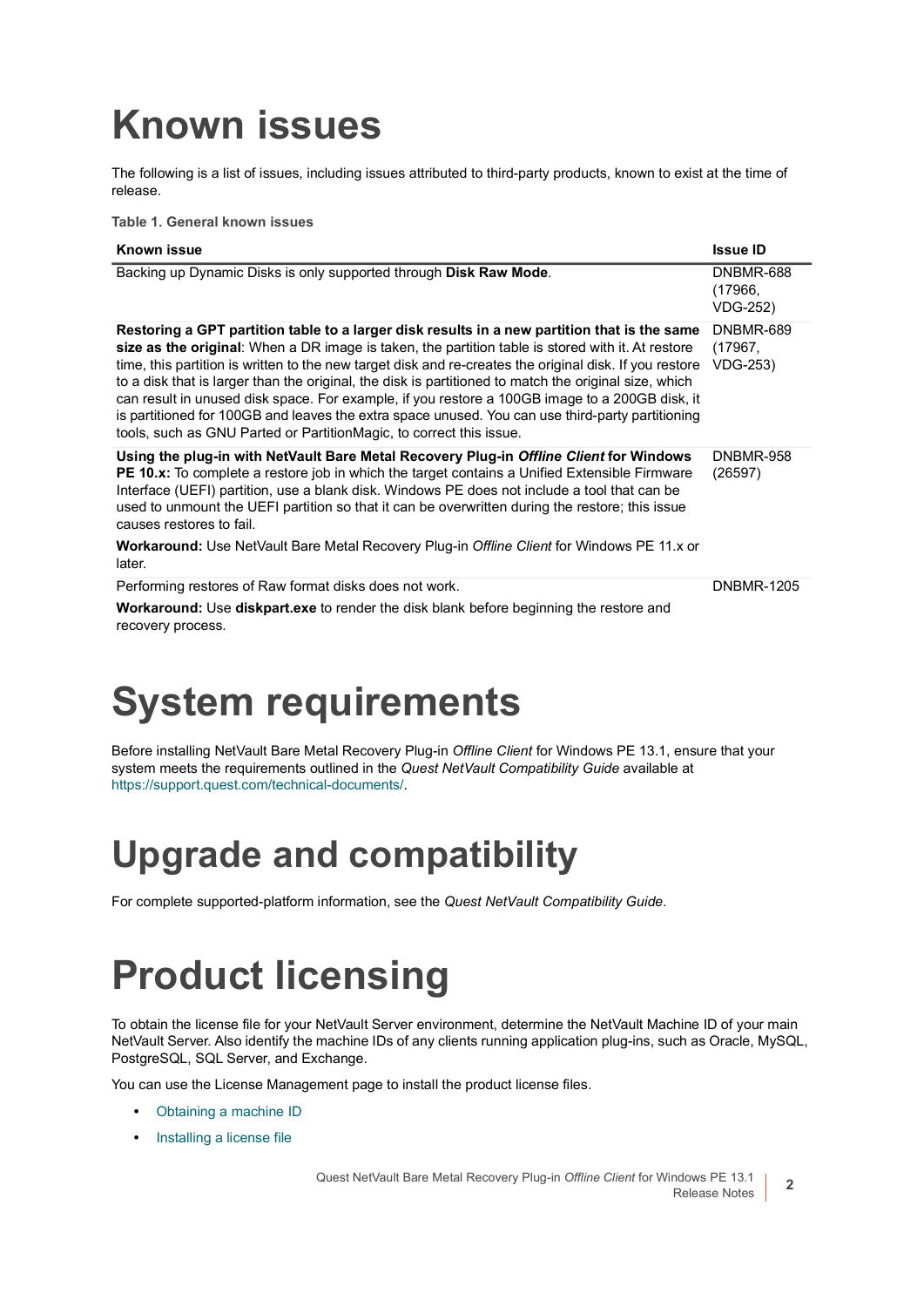# Known issues

The following is a list of issues, including issues attributed to third-party products, known to exist at the time of release.

**Table 1. General known issues**

| Known issue | Issue ID |
|---|---|
| Backing up Dynamic Disks is only supported through **Disk Raw Mode**. | DNBMR-688 (17966, VDG-252) |
| **Restoring a GPT partition table to a larger disk results in a new partition that is the same size as the original**: When a DR image is taken, the partition table is stored with it. At restore time, this partition is written to the new target disk and re-creates the original disk. If you restore to a disk that is larger than the original, the disk is partitioned to match the original size, which can result in unused disk space. For example, if you restore a 100GB image to a 200GB disk, it is partitioned for 100GB and leaves the extra space unused. You can use third-party partitioning tools, such as GNU Parted or PartitionMagic, to correct this issue. | DNBMR-689 (17967, VDG-253) |
| **Using the plug-in with NetVault Bare Metal Recovery Plug-in *Offline Client* for Windows PE 10.x:** To complete a restore job in which the target contains a Unified Extensible Firmware Interface (UEFI) partition, use a blank disk. Windows PE does not include a tool that can be used to unmount the UEFI partition so that it can be overwritten during the restore; this issue causes restores to fail. **Workaround:** Use NetVault Bare Metal Recovery Plug-in *Offline Client* for Windows PE 11.x or later. | DNBMR-958 (26597) |
| Performing restores of Raw format disks does not work. **Workaround:** Use **diskpart.exe** to render the disk blank before beginning the restore and recovery process. | DNBMR-1205 |

# System requirements

Before installing NetVault Bare Metal Recovery Plug-in *Offline Client* for Windows PE 13.1, ensure that your system meets the requirements outlined in the *Quest NetVault Compatibility Guide* available at https://support.quest.com/technical-documents/.

# Upgrade and compatibility

For complete supported-platform information, see the *Quest NetVault Compatibility Guide*.

# Product licensing

To obtain the license file for your NetVault Server environment, determine the NetVault Machine ID of your main NetVault Server. Also identify the machine IDs of any clients running application plug-ins, such as Oracle, MySQL, PostgreSQL, SQL Server, and Exchange.

You can use the License Management page to install the product license files.

- Obtaining a machine ID
- Installing a license file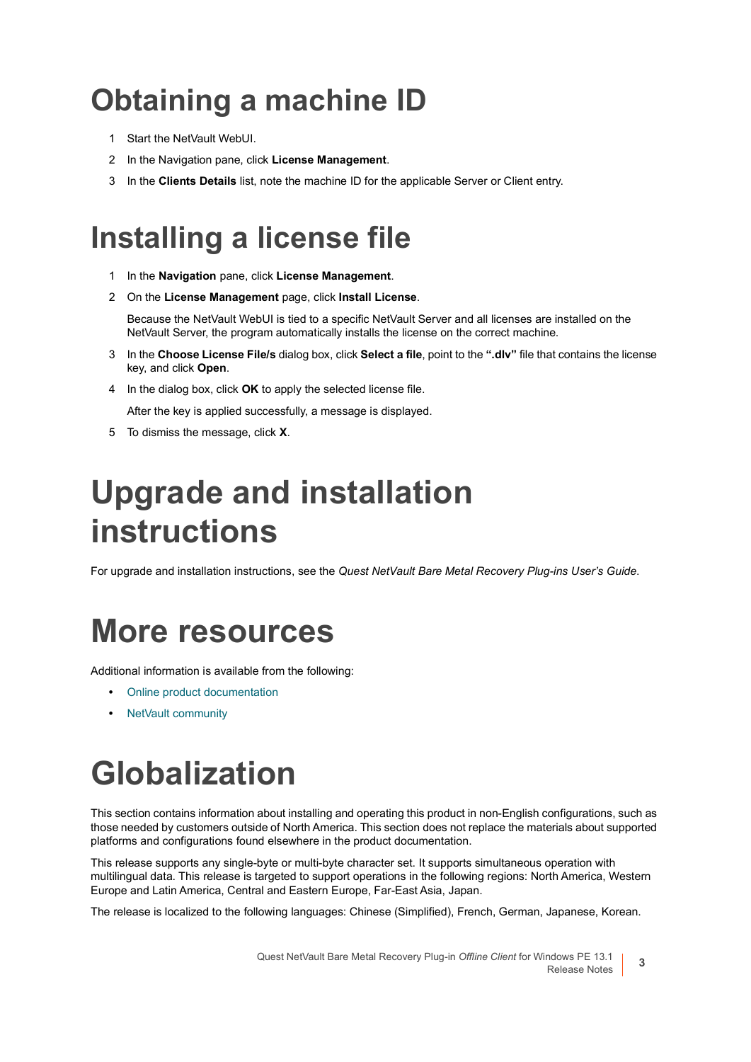# Obtaining a machine ID

1. Start the NetVault WebUI.
2. In the Navigation pane, click **License Management**.
3. In the **Clients Details** list, note the machine ID for the applicable Server or Client entry.

# Installing a license file

1. In the **Navigation** pane, click **License Management**.
2. On the **License Management** page, click **Install License**.

   Because the NetVault WebUI is tied to a specific NetVault Server and all licenses are installed on the NetVault Server, the program automatically installs the license on the correct machine.
3. In the **Choose License File/s** dialog box, click **Select a file**, point to the **".dlv"** file that contains the license key, and click **Open**.
4. In the dialog box, click **OK** to apply the selected license file.

   After the key is applied successfully, a message is displayed.
5. To dismiss the message, click **X**.

# Upgrade and installation instructions

For upgrade and installation instructions, see the *Quest NetVault Bare Metal Recovery Plug-ins User's Guide*.

# More resources

Additional information is available from the following:

- Online product documentation
- NetVault community

# Globalization

This section contains information about installing and operating this product in non-English configurations, such as those needed by customers outside of North America. This section does not replace the materials about supported platforms and configurations found elsewhere in the product documentation.

This release supports any single-byte or multi-byte character set. It supports simultaneous operation with multilingual data. This release is targeted to support operations in the following regions: North America, Western Europe and Latin America, Central and Eastern Europe, Far-East Asia, Japan.

The release is localized to the following languages: Chinese (Simplified), French, German, Japanese, Korean.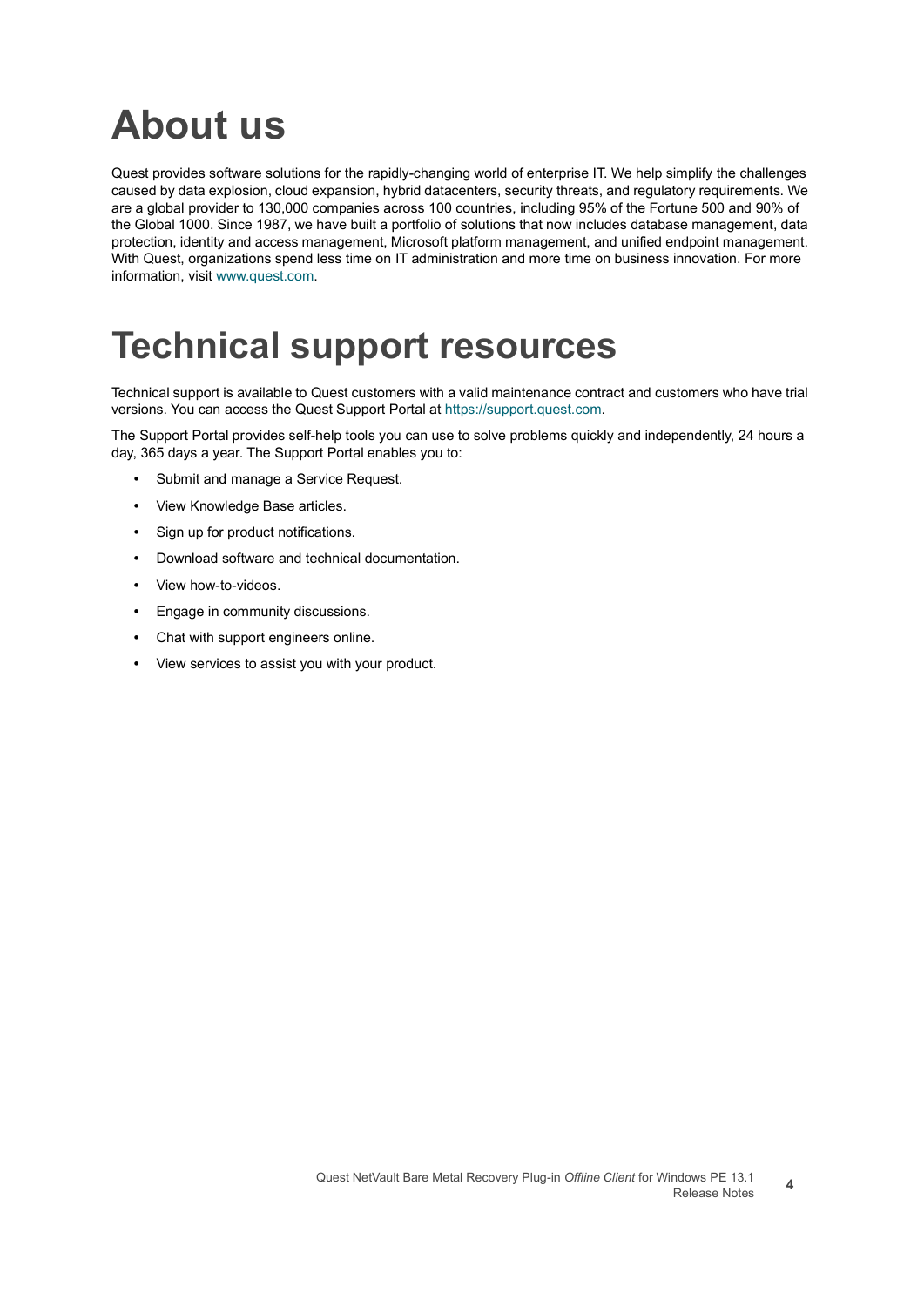# About us

Quest provides software solutions for the rapidly-changing world of enterprise IT. We help simplify the challenges caused by data explosion, cloud expansion, hybrid datacenters, security threats, and regulatory requirements. We are a global provider to 130,000 companies across 100 countries, including 95% of the Fortune 500 and 90% of the Global 1000. Since 1987, we have built a portfolio of solutions that now includes database management, data protection, identity and access management, Microsoft platform management, and unified endpoint management. With Quest, organizations spend less time on IT administration and more time on business innovation. For more information, visit www.quest.com.

# Technical support resources

Technical support is available to Quest customers with a valid maintenance contract and customers who have trial versions. You can access the Quest Support Portal at https://support.quest.com.

The Support Portal provides self-help tools you can use to solve problems quickly and independently, 24 hours a day, 365 days a year. The Support Portal enables you to:

- Submit and manage a Service Request.
- View Knowledge Base articles.
- Sign up for product notifications.
- Download software and technical documentation.
- View how-to-videos.
- Engage in community discussions.
- Chat with support engineers online.
- View services to assist you with your product.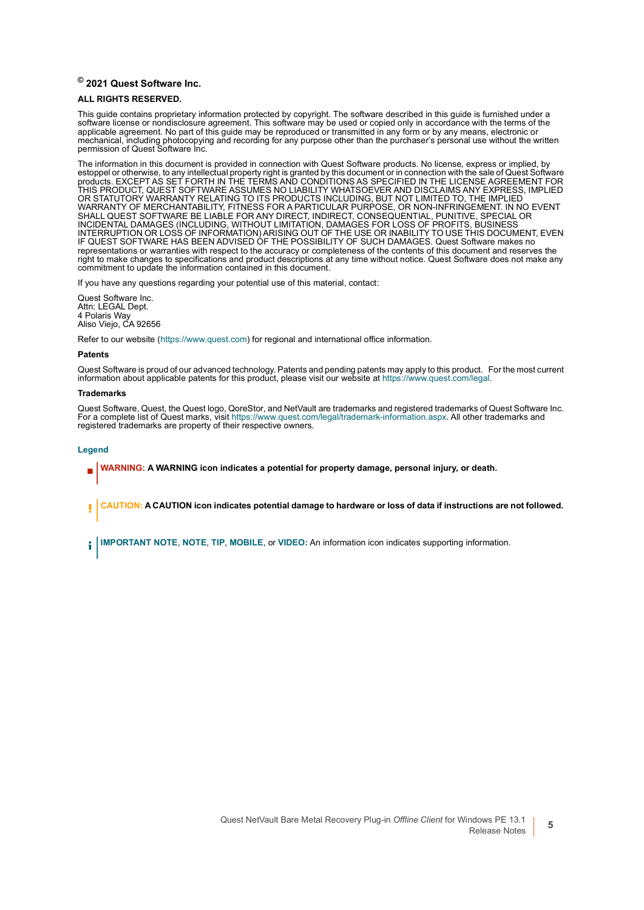**© 2021 Quest Software Inc.**

**ALL RIGHTS RESERVED.**

This guide contains proprietary information protected by copyright. The software described in this guide is furnished under a software license or nondisclosure agreement. This software may be used or copied only in accordance with the terms of the applicable agreement. No part of this guide may be reproduced or transmitted in any form or by any means, electronic or mechanical, including photocopying and recording for any purpose other than the purchaser's personal use without the written permission of Quest Software Inc.

The information in this document is provided in connection with Quest Software products. No license, express or implied, by estoppel or otherwise, to any intellectual property right is granted by this document or in connection with the sale of Quest Software products. EXCEPT AS SET FORTH IN THE TERMS AND CONDITIONS AS SPECIFIED IN THE LICENSE AGREEMENT FOR THIS PRODUCT, QUEST SOFTWARE ASSUMES NO LIABILITY WHATSOEVER AND DISCLAIMS ANY EXPRESS, IMPLIED OR STATUTORY WARRANTY RELATING TO ITS PRODUCTS INCLUDING, BUT NOT LIMITED TO, THE IMPLIED WARRANTY OF MERCHANTABILITY, FITNESS FOR A PARTICULAR PURPOSE, OR NON-INFRINGEMENT. IN NO EVENT SHALL QUEST SOFTWARE BE LIABLE FOR ANY DIRECT, INDIRECT, CONSEQUENTIAL, PUNITIVE, SPECIAL OR INCIDENTAL DAMAGES (INCLUDING, WITHOUT LIMITATION, DAMAGES FOR LOSS OF PROFITS, BUSINESS INTERRUPTION OR LOSS OF INFORMATION) ARISING OUT OF THE USE OR INABILITY TO USE THIS DOCUMENT, EVEN IF QUEST SOFTWARE HAS BEEN ADVISED OF THE POSSIBILITY OF SUCH DAMAGES. Quest Software makes no representations or warranties with respect to the accuracy or completeness of the contents of this document and reserves the right to make changes to specifications and product descriptions at any time without notice. Quest Software does not make any commitment to update the information contained in this document.

If you have any questions regarding your potential use of this material, contact:

Quest Software Inc.
Attn: LEGAL Dept.
4 Polaris Way
Aliso Viejo, CA 92656

Refer to our website (https://www.quest.com) for regional and international office information.

**Patents**

Quest Software is proud of our advanced technology. Patents and pending patents may apply to this product. For the most current information about applicable patents for this product, please visit our website at https://www.quest.com/legal.

**Trademarks**

Quest Software, Quest, the Quest logo, QoreStor, and NetVault are trademarks and registered trademarks of Quest Software Inc. For a complete list of Quest marks, visit https://www.quest.com/legal/trademark-information.aspx. All other trademarks and registered trademarks are property of their respective owners.

**Legend**

**WARNING: A WARNING icon indicates a potential for property damage, personal injury, or death.**

**CAUTION: A CAUTION icon indicates potential damage to hardware or loss of data if instructions are not followed.**

**IMPORTANT NOTE**, **NOTE**, **TIP**, **MOBILE**, or **VIDEO:** An information icon indicates supporting information.